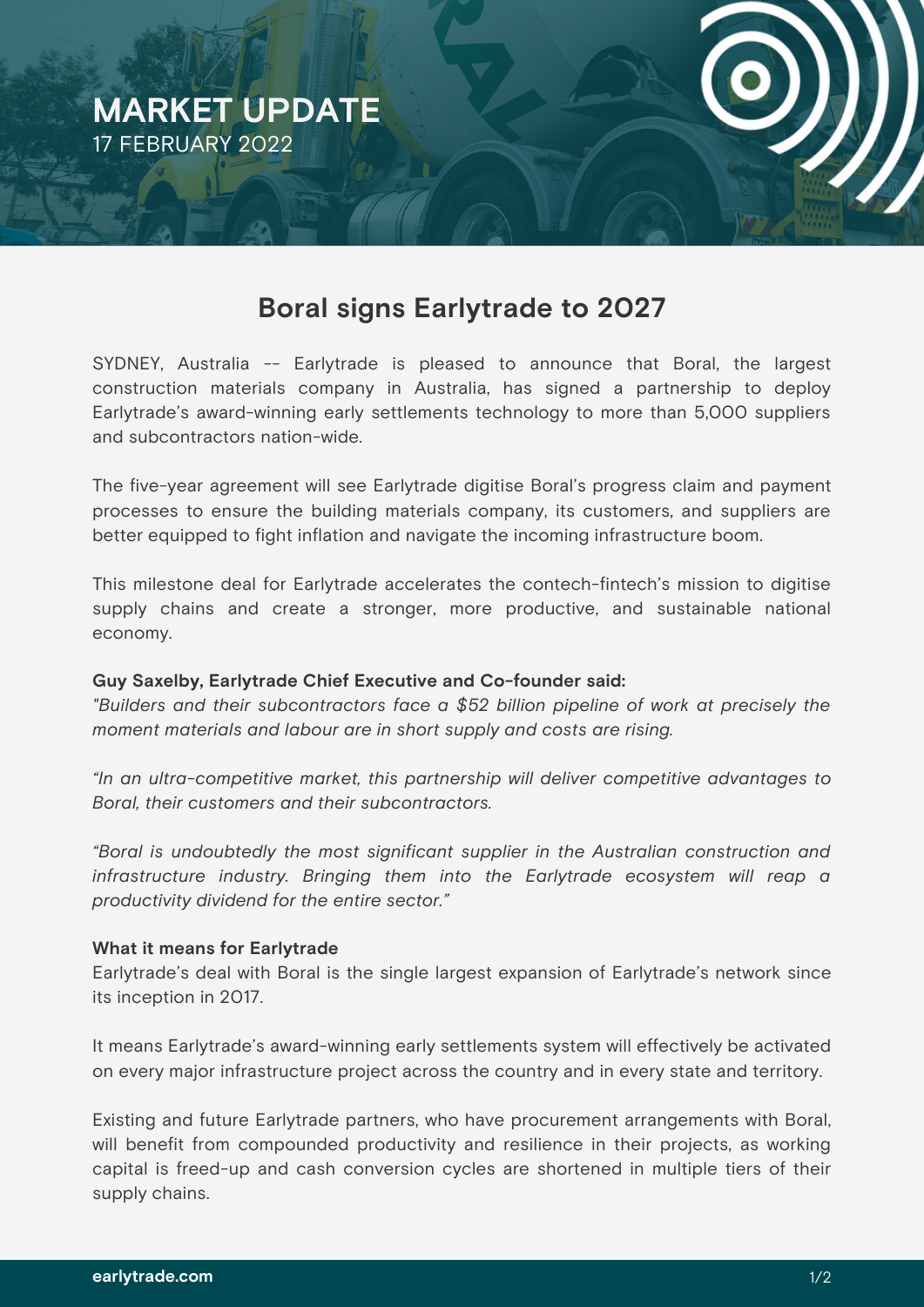MARKET UPDATE
17 FEBRUARY 2022

# Boral signs Earlytrade to 2027

SYDNEY, Australia -- Earlytrade is pleased to announce that Boral, the largest construction materials company in Australia, has signed a partnership to deploy Earlytrade's award-winning early settlements technology to more than 5,000 suppliers and subcontractors nation-wide.

The five-year agreement will see Earlytrade digitise Boral's progress claim and payment processes to ensure the building materials company, its customers, and suppliers are better equipped to fight inflation and navigate the incoming infrastructure boom.

This milestone deal for Earlytrade accelerates the contech-fintech's mission to digitise supply chains and create a stronger, more productive, and sustainable national economy.

**Guy Saxelby, Earlytrade Chief Executive and Co-founder said:**
*"Builders and their subcontractors face a $52 billion pipeline of work at precisely the moment materials and labour are in short supply and costs are rising.*

*"In an ultra-competitive market, this partnership will deliver competitive advantages to Boral, their customers and their subcontractors.*

*"Boral is undoubtedly the most significant supplier in the Australian construction and infrastructure industry. Bringing them into the Earlytrade ecosystem will reap a productivity dividend for the entire sector."*

**What it means for Earlytrade**
Earlytrade's deal with Boral is the single largest expansion of Earlytrade's network since its inception in 2017.

It means Earlytrade's award-winning early settlements system will effectively be activated on every major infrastructure project across the country and in every state and territory.

Existing and future Earlytrade partners, who have procurement arrangements with Boral, will benefit from compounded productivity and resilience in their projects, as working capital is freed-up and cash conversion cycles are shortened in multiple tiers of their supply chains.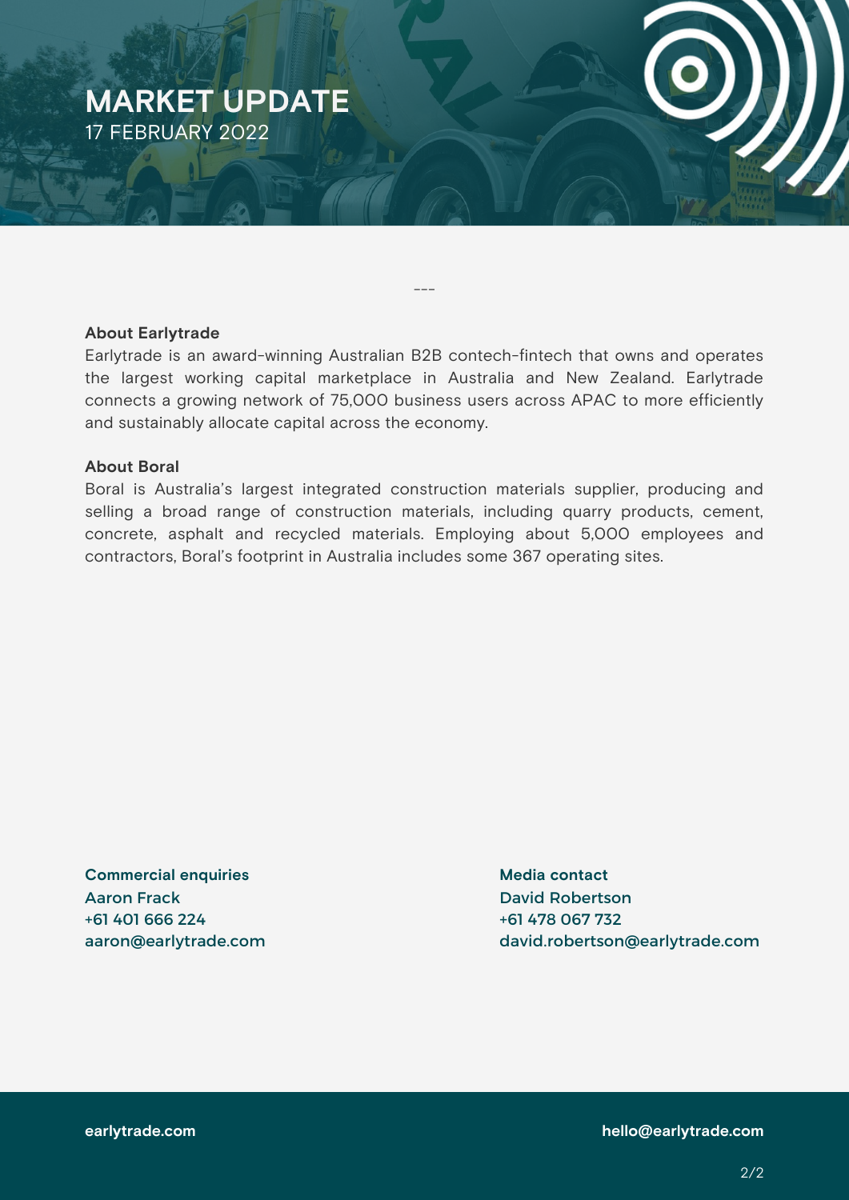# MARKET UPDATE

17 FEBRUARY 2022

---

**About Earlytrade**

Earlytrade is an award-winning Australian B2B contech-fintech that owns and operates the largest working capital marketplace in Australia and New Zealand. Earlytrade connects a growing network of 75,000 business users across APAC to more efficiently and sustainably allocate capital across the economy.

**About Boral**

Boral is Australia's largest integrated construction materials supplier, producing and selling a broad range of construction materials, including quarry products, cement, concrete, asphalt and recycled materials. Employing about 5,000 employees and contractors, Boral's footprint in Australia includes some 367 operating sites.

**Commercial enquiries**
Aaron Frack
+61 401 666 224
aaron@earlytrade.com

**Media contact**
David Robertson
+61 478 067 732
david.robertson@earlytrade.com

earlytrade.com
hello@earlytrade.com